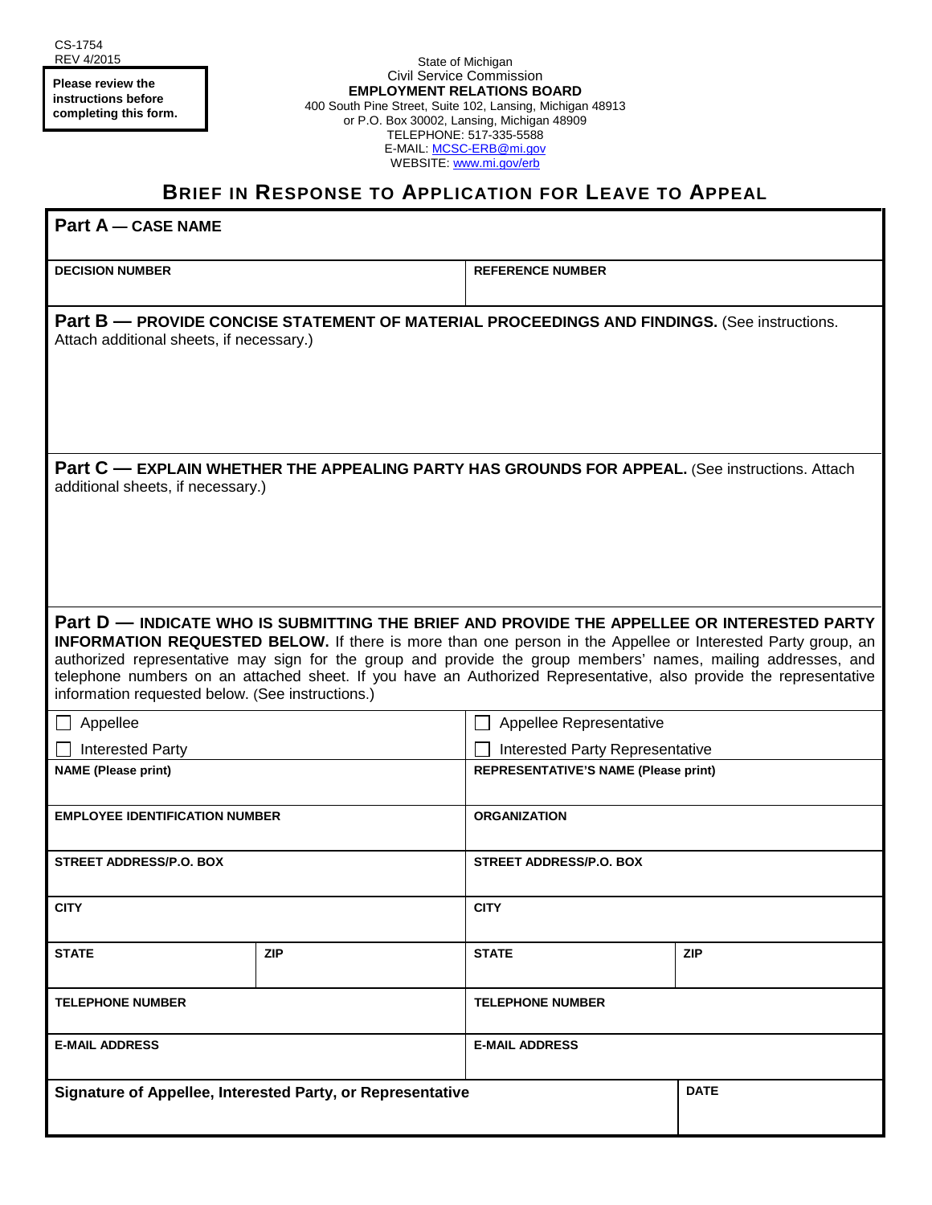CS-1754
REV 4/2015

**Please review the instructions before completing this form.**

State of Michigan
Civil Service Commission
**EMPLOYMENT RELATIONS BOARD**
400 South Pine Street, Suite 102, Lansing, Michigan 48913
or P.O. Box 30002, Lansing, Michigan 48909
TELEPHONE: 517-335-5588
E-MAIL: MCSC-ERB@mi.gov
WEBSITE: www.mi.gov/erb

# BRIEF IN RESPONSE TO APPLICATION FOR LEAVE TO APPEAL

**Part A — CASE NAME**

| DECISION NUMBER | REFERENCE NUMBER |
|---|---|
| | |

**Part B — PROVIDE CONCISE STATEMENT OF MATERIAL PROCEEDINGS AND FINDINGS.** (See instructions. Attach additional sheets, if necessary.)

**Part C — EXPLAIN WHETHER THE APPEALING PARTY HAS GROUNDS FOR APPEAL.** (See instructions. Attach additional sheets, if necessary.)

**Part D — INDICATE WHO IS SUBMITTING THE BRIEF AND PROVIDE THE APPELLEE OR INTERESTED PARTY INFORMATION REQUESTED BELOW.** If there is more than one person in the Appellee or Interested Party group, an authorized representative may sign for the group and provide the group members' names, mailing addresses, and telephone numbers on an attached sheet. If you have an Authorized Representative, also provide the representative information requested below. (See instructions.)

| | | | |
|---|---|---|---|
| ☐ Appellee | | ☐ Appellee Representative | |
| ☐ Interested Party | | ☐ Interested Party Representative | |
| **NAME (Please print)** | | **REPRESENTATIVE'S NAME (Please print)** | |
| **EMPLOYEE IDENTIFICATION NUMBER** | | **ORGANIZATION** | |
| **STREET ADDRESS/P.O. BOX** | | **STREET ADDRESS/P.O. BOX** | |
| **CITY** | | **CITY** | |
| **STATE** | **ZIP** | **STATE** | **ZIP** |
| **TELEPHONE NUMBER** | | **TELEPHONE NUMBER** | |
| **E-MAIL ADDRESS** | | **E-MAIL ADDRESS** | |

| Signature of Appellee, Interested Party, or Representative | DATE |
|---|---|
| | |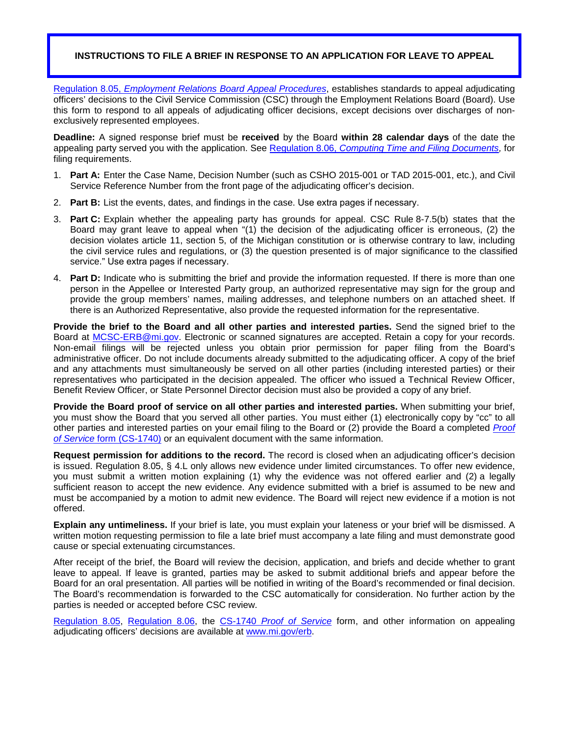## INSTRUCTIONS TO FILE A BRIEF IN RESPONSE TO AN APPLICATION FOR LEAVE TO APPEAL

Regulation 8.05, *Employment Relations Board Appeal Procedures*, establishes standards to appeal adjudicating officers' decisions to the Civil Service Commission (CSC) through the Employment Relations Board (Board). Use this form to respond to all appeals of adjudicating officer decisions, except decisions over discharges of non-exclusively represented employees.

**Deadline:** A signed response brief must be **received** by the Board **within 28 calendar days** of the date the appealing party served you with the application. See Regulation 8.06, *Computing Time and Filing Documents*, for filing requirements.

1. **Part A:** Enter the Case Name, Decision Number (such as CSHO 2015-001 or TAD 2015-001, etc.), and Civil Service Reference Number from the front page of the adjudicating officer's decision.
2. **Part B:** List the events, dates, and findings in the case. Use extra pages if necessary.
3. **Part C:** Explain whether the appealing party has grounds for appeal. CSC Rule 8-7.5(b) states that the Board may grant leave to appeal when "(1) the decision of the adjudicating officer is erroneous, (2) the decision violates article 11, section 5, of the Michigan constitution or is otherwise contrary to law, including the civil service rules and regulations, or (3) the question presented is of major significance to the classified service." Use extra pages if necessary.
4. **Part D:** Indicate who is submitting the brief and provide the information requested. If there is more than one person in the Appellee or Interested Party group, an authorized representative may sign for the group and provide the group members' names, mailing addresses, and telephone numbers on an attached sheet. If there is an Authorized Representative, also provide the requested information for the representative.

**Provide the brief to the Board and all other parties and interested parties.** Send the signed brief to the Board at MCSC-ERB@mi.gov. Electronic or scanned signatures are accepted. Retain a copy for your records. Non-email filings will be rejected unless you obtain prior permission for paper filing from the Board's administrative officer. Do not include documents already submitted to the adjudicating officer. A copy of the brief and any attachments must simultaneously be served on all other parties (including interested parties) or their representatives who participated in the decision appealed. The officer who issued a Technical Review Officer, Benefit Review Officer, or State Personnel Director decision must also be provided a copy of any brief.

**Provide the Board proof of service on all other parties and interested parties.** When submitting your brief, you must show the Board that you served all other parties. You must either (1) electronically copy by "cc" to all other parties and interested parties on your email filing to the Board or (2) provide the Board a completed *Proof of Service* form (CS-1740) or an equivalent document with the same information.

**Request permission for additions to the record.** The record is closed when an adjudicating officer's decision is issued. Regulation 8.05, § 4.L only allows new evidence under limited circumstances. To offer new evidence, you must submit a written motion explaining (1) why the evidence was not offered earlier and (2) a legally sufficient reason to accept the new evidence. Any evidence submitted with a brief is assumed to be new and must be accompanied by a motion to admit new evidence. The Board will reject new evidence if a motion is not offered.

**Explain any untimeliness.** If your brief is late, you must explain your lateness or your brief will be dismissed. A written motion requesting permission to file a late brief must accompany a late filing and must demonstrate good cause or special extenuating circumstances.

After receipt of the brief, the Board will review the decision, application, and briefs and decide whether to grant leave to appeal. If leave is granted, parties may be asked to submit additional briefs and appear before the Board for an oral presentation. All parties will be notified in writing of the Board's recommended or final decision. The Board's recommendation is forwarded to the CSC automatically for consideration. No further action by the parties is needed or accepted before CSC review.

Regulation 8.05, Regulation 8.06, the CS-1740 *Proof of Service* form, and other information on appealing adjudicating officers' decisions are available at www.mi.gov/erb.